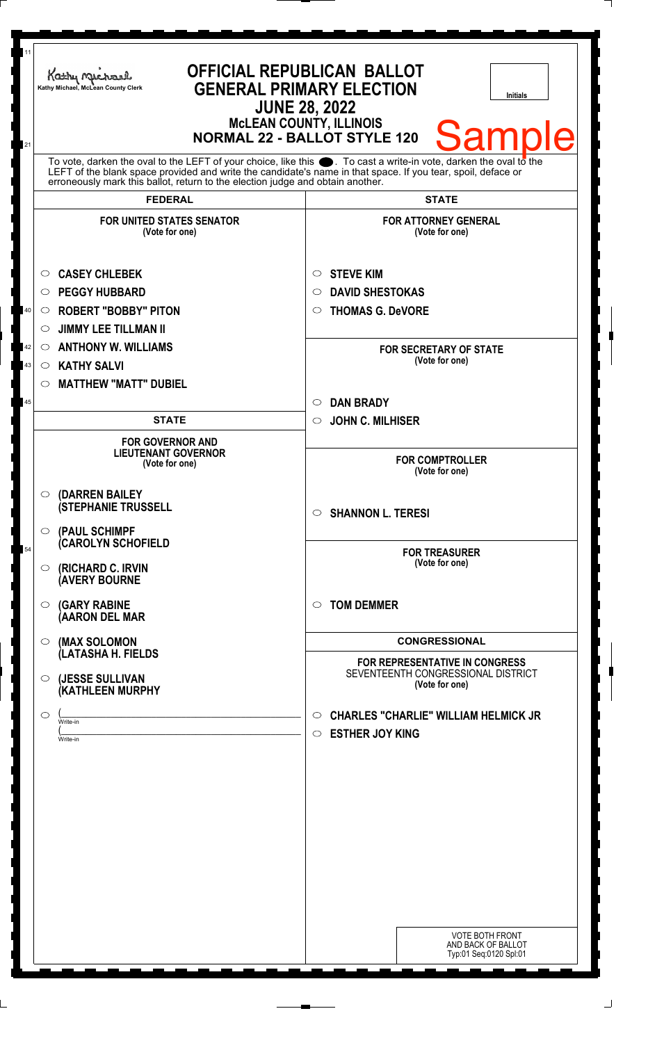Kathy Michael, McLean County Clerk

# OFFICIAL REPUBLICAN BALLOT
## GENERAL PRIMARY ELECTION
## JUNE 28, 2022
### McLEAN COUNTY, ILLINOIS
### NORMAL 22 - BALLOT STYLE 120

Initials

Sample

To vote, darken the oval to the LEFT of your choice, like this ●. To cast a write-in vote, darken the oval to the LEFT of the blank space provided and write the candidate's name in that space. If you tear, spoil, deface or erroneously mark this ballot, return to the election judge and obtain another.

## FEDERAL

**FOR UNITED STATES SENATOR**
(Vote for one)

- ○ CASEY CHLEBEK
- ○ PEGGY HUBBARD
- ○ ROBERT "BOBBY" PITON
- ○ JIMMY LEE TILLMAN II
- ○ ANTHONY W. WILLIAMS
- ○ KATHY SALVI
- ○ MATTHEW "MATT" DUBIEL

## STATE

**FOR GOVERNOR AND LIEUTENANT GOVERNOR**
(Vote for one)

- ○ (DARREN BAILEY (STEPHANIE TRUSSELL
- ○ (PAUL SCHIMPF (CAROLYN SCHOFIELD
- ○ (RICHARD C. IRVIN (AVERY BOURNE
- ○ (GARY RABINE (AARON DEL MAR
- ○ (MAX SOLOMON (LATASHA H. FIELDS
- ○ (JESSE SULLIVAN (KATHLEEN MURPHY
- ○ (____________ Write-in
  (____________ Write-in

## STATE

**FOR ATTORNEY GENERAL**
(Vote for one)

- ○ STEVE KIM
- ○ DAVID SHESTOKAS
- ○ THOMAS G. DeVORE

**FOR SECRETARY OF STATE**
(Vote for one)

- ○ DAN BRADY
- ○ JOHN C. MILHISER

**FOR COMPTROLLER**
(Vote for one)

- ○ SHANNON L. TERESI

**FOR TREASURER**
(Vote for one)

- ○ TOM DEMMER

## CONGRESSIONAL

**FOR REPRESENTATIVE IN CONGRESS**
SEVENTEENTH CONGRESSIONAL DISTRICT
(Vote for one)

- ○ CHARLES "CHARLIE" WILLIAM HELMICK JR
- ○ ESTHER JOY KING

VOTE BOTH FRONT AND BACK OF BALLOT
Typ:01 Seq:0120 Spl:01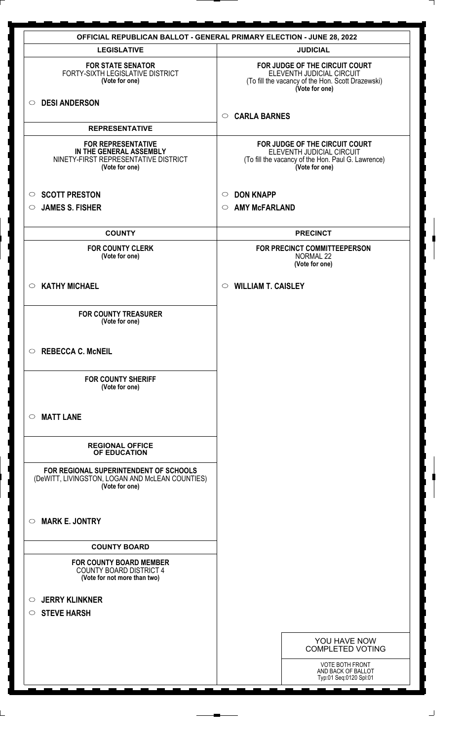## OFFICIAL REPUBLICAN BALLOT - GENERAL PRIMARY ELECTION - JUNE 28, 2022

### LEGISLATIVE

**FOR STATE SENATOR**
FORTY-SIXTH LEGISLATIVE DISTRICT
**(Vote for one)**

○ **DESI ANDERSON**

### REPRESENTATIVE

**FOR REPRESENTATIVE IN THE GENERAL ASSEMBLY**
NINETY-FIRST REPRESENTATIVE DISTRICT
**(Vote for one)**

○ **SCOTT PRESTON**
○ **JAMES S. FISHER**

### COUNTY

**FOR COUNTY CLERK**
**(Vote for one)**

○ **KATHY MICHAEL**

**FOR COUNTY TREASURER**
**(Vote for one)**

○ **REBECCA C. McNEIL**

**FOR COUNTY SHERIFF**
**(Vote for one)**

○ **MATT LANE**

### REGIONAL OFFICE OF EDUCATION

**FOR REGIONAL SUPERINTENDENT OF SCHOOLS**
(DeWITT, LIVINGSTON, LOGAN AND McLEAN COUNTIES)
**(Vote for one)**

○ **MARK E. JONTRY**

### COUNTY BOARD

**FOR COUNTY BOARD MEMBER**
COUNTY BOARD DISTRICT 4
**(Vote for not more than two)**

○ **JERRY KLINKNER**
○ **STEVE HARSH**

### JUDICIAL

**FOR JUDGE OF THE CIRCUIT COURT**
ELEVENTH JUDICIAL CIRCUIT
(To fill the vacancy of the Hon. Scott Drazewski)
**(Vote for one)**

○ **CARLA BARNES**

**FOR JUDGE OF THE CIRCUIT COURT**
ELEVENTH JUDICIAL CIRCUIT
(To fill the vacancy of the Hon. Paul G. Lawrence)
**(Vote for one)**

○ **DON KNAPP**
○ **AMY McFARLAND**

### PRECINCT

**FOR PRECINCT COMMITTEEPERSON**
NORMAL 22
**(Vote for one)**

○ **WILLIAM T. CAISLEY**

YOU HAVE NOW COMPLETED VOTING

VOTE BOTH FRONT AND BACK OF BALLOT
Typ:01 Seq:0120 Spl:01